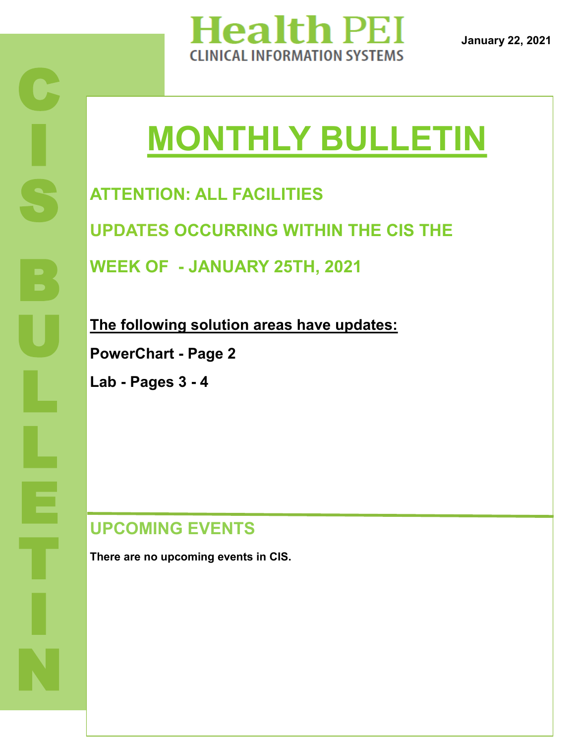Health PEI
CLINICAL INFORMATION SYSTEMS

**January 22, 2021**

CIS BULLETIN

# MONTHLY BULLETIN

## ATTENTION: ALL FACILITIES

## UPDATES OCCURRING WITHIN THE CIS THE WEEK OF - JANUARY 25TH, 2021

**The following solution areas have updates:**

**PowerChart - Page 2**

**Lab - Pages 3 - 4**

## UPCOMING EVENTS

**There are no upcoming events in CIS.**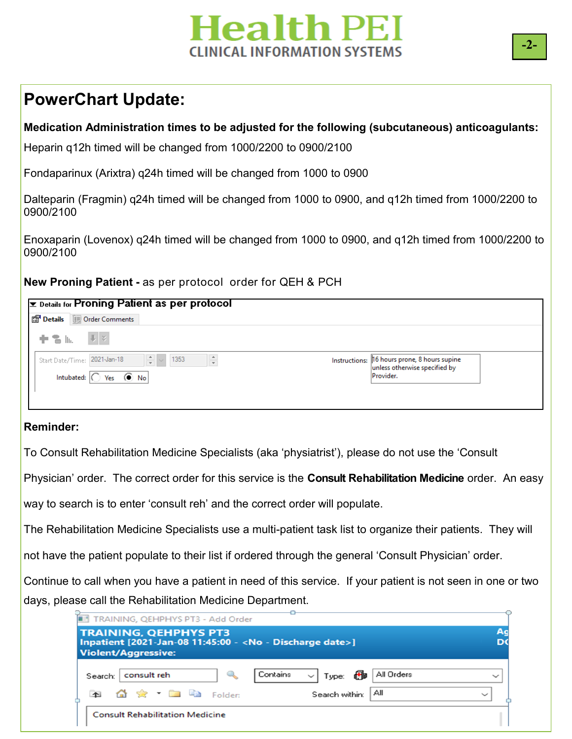# PowerChart Update:

**Medication Administration times to be adjusted for the following (subcutaneous) anticoagulants:**

Heparin q12h timed will be changed from 1000/2200 to 0900/2100

Fondaparinux (Arixtra) q24h timed will be changed from 1000 to 0900

Dalteparin (Fragmin) q24h timed will be changed from 1000 to 0900, and q12h timed from 1000/2200 to 0900/2100

Enoxaparin (Lovenox) q24h timed will be changed from 1000 to 0900, and q12h timed from 1000/2200 to 0900/2100

**New Proning Patient -** as per protocol order for QEH & PCH

Details for **Proning Patient as per protocol**

Details | Order Comments

Start Date/Time: 2021-Jan-18 1353

Intubated: Yes No

Instructions: 16 hours prone, 8 hours supine unless otherwise specified by Provider.

**Reminder:**

To Consult Rehabilitation Medicine Specialists (aka 'physiatrist'), please do not use the 'Consult Physician' order. The correct order for this service is the **Consult Rehabilitation Medicine** order. An easy way to search is to enter 'consult reh' and the correct order will populate.

The Rehabilitation Medicine Specialists use a multi-patient task list to organize their patients. They will not have the patient populate to their list if ordered through the general 'Consult Physician' order.

Continue to call when you have a patient in need of this service. If your patient is not seen in one or two days, please call the Rehabilitation Medicine Department.

TRAINING, QEHPHYS PT3 - Add Order

TRAINING, QEHPHYS PT3
Inpatient [2021-Jan-08 11:45:00 - <No - Discharge date>]
Violent/Aggressive:

Search: consult reh | Contains | Type: All Orders

Folder: | Search within: All

Consult Rehabilitation Medicine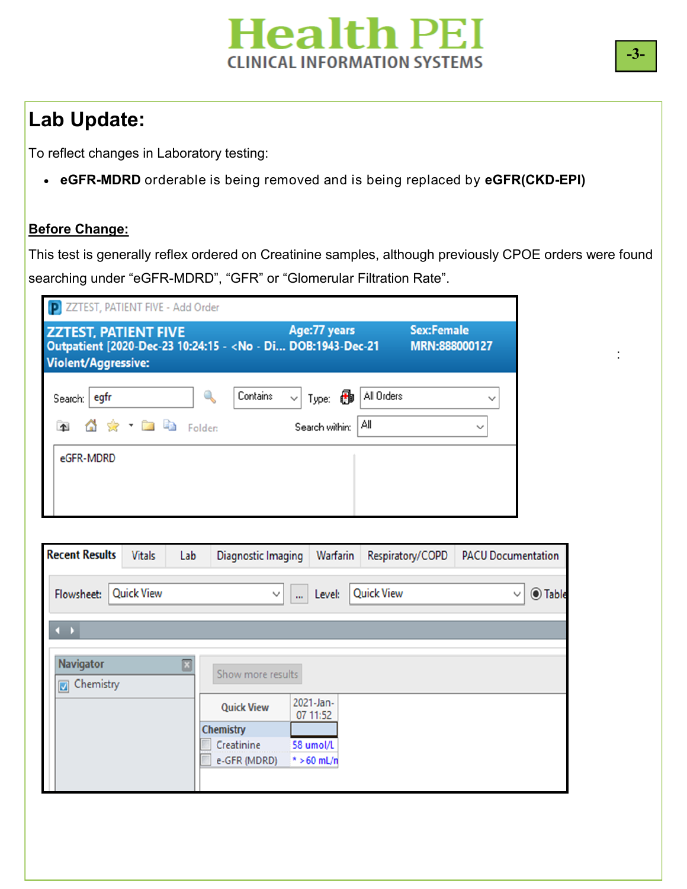## Lab Update:

To reflect changes in Laboratory testing:

- **eGFR-MDRD** orderable is being removed and is being replaced by **eGFR(CKD-EPI)**

**Before Change:**

This test is generally reflex ordered on Creatinine samples, although previously CPOE orders were found searching under “eGFR-MDRD”, “GFR” or “Glomerular Filtration Rate”.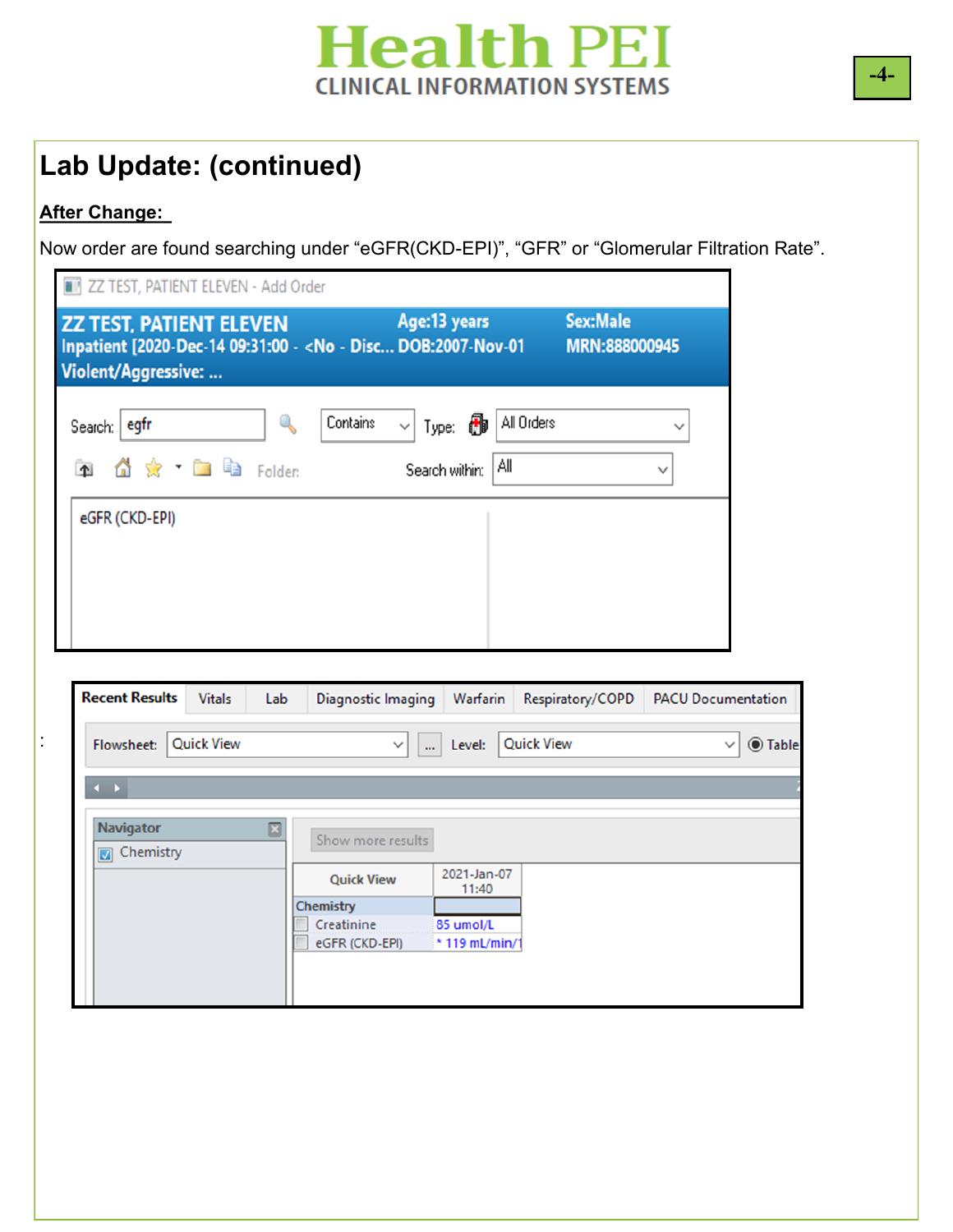## Lab Update: (continued)

**After Change:**

Now order are found searching under “eGFR(CKD-EPI)”, “GFR” or “Glomerular Filtration Rate”.

ZZ TEST, PATIENT ELEVEN - Add Order

ZZ TEST, PATIENT ELEVEN
Age:13 years
Sex:Male
Inpatient [2020-Dec-14 09:31:00 - <No - Disc...
DOB:2007-Nov-01
MRN:888000945
Violent/Aggressive: ...

Search: egfr
Contains
Type: All Orders
Folder:
Search within: All

eGFR (CKD-EPI)

:

Recent Results | Vitals | Lab | Diagnostic Imaging | Warfarin | Respiratory/COPD | PACU Documentation

Flowsheet: Quick View
Level: Quick View
Table

Navigator
Chemistry

Show more results

| Quick View | 2021-Jan-07 11:40 |
|---|---|
| Chemistry | |
| Creatinine | 85 umol/L |
| eGFR (CKD-EPI) | * 119 mL/min/1 |